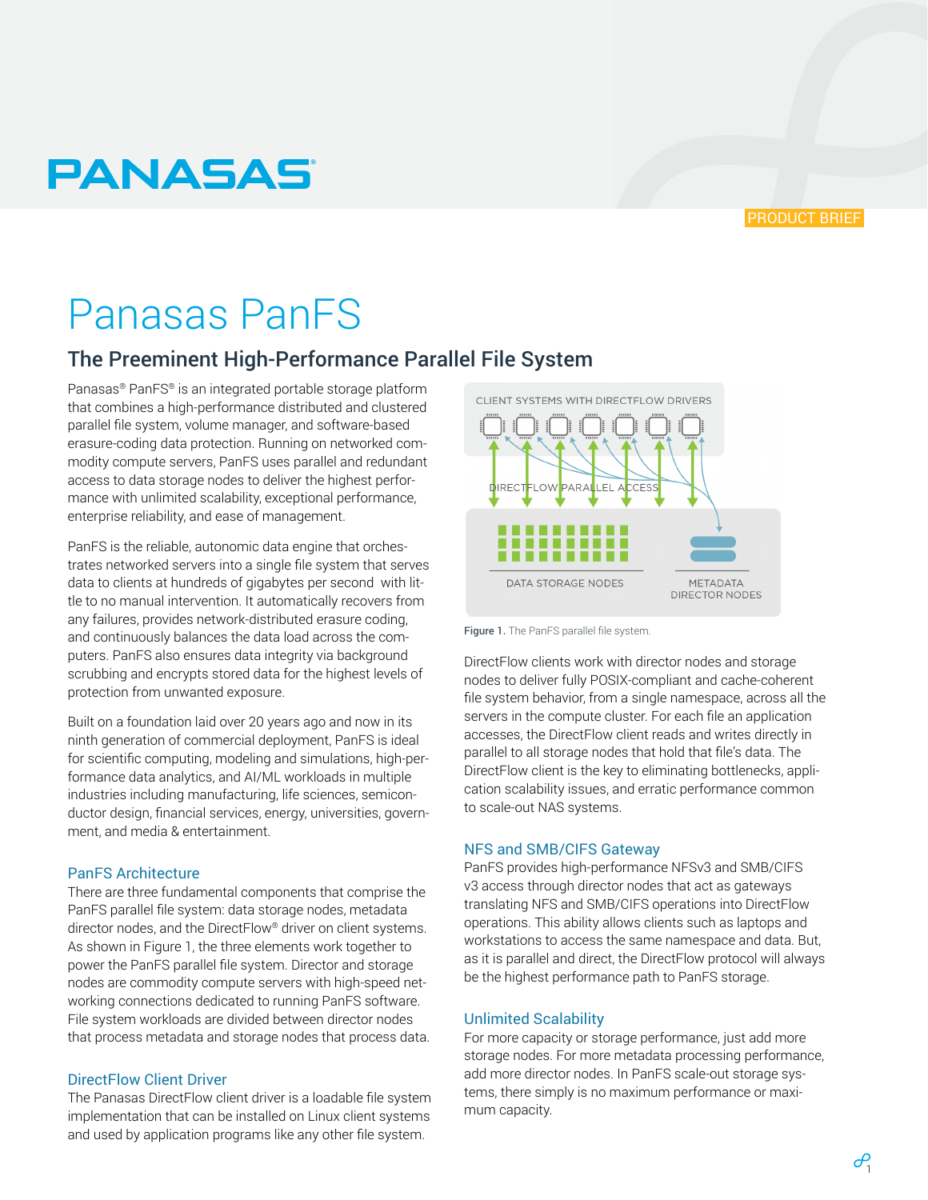PANASAS

PRODUCT BRIEF

# Panasas PanFS

## The Preeminent High-Performance Parallel File System

Panasas® PanFS® is an integrated portable storage platform that combines a high-performance distributed and clustered parallel file system, volume manager, and software-based erasure-coding data protection. Running on networked commodity compute servers, PanFS uses parallel and redundant access to data storage nodes to deliver the highest performance with unlimited scalability, exceptional performance, enterprise reliability, and ease of management.

PanFS is the reliable, autonomic data engine that orchestrates networked servers into a single file system that serves data to clients at hundreds of gigabytes per second with little to no manual intervention. It automatically recovers from any failures, provides network-distributed erasure coding, and continuously balances the data load across the computers. PanFS also ensures data integrity via background scrubbing and encrypts stored data for the highest levels of protection from unwanted exposure.

Built on a foundation laid over 20 years ago and now in its ninth generation of commercial deployment, PanFS is ideal for scientific computing, modeling and simulations, high-performance data analytics, and AI/ML workloads in multiple industries including manufacturing, life sciences, semiconductor design, financial services, energy, universities, government, and media & entertainment.

### PanFS Architecture

There are three fundamental components that comprise the PanFS parallel file system: data storage nodes, metadata director nodes, and the DirectFlow® driver on client systems. As shown in Figure 1, the three elements work together to power the PanFS parallel file system. Director and storage nodes are commodity compute servers with high-speed networking connections dedicated to running PanFS software. File system workloads are divided between director nodes that process metadata and storage nodes that process data.

### DirectFlow Client Driver

The Panasas DirectFlow client driver is a loadable file system implementation that can be installed on Linux client systems and used by application programs like any other file system.

CLIENT SYSTEMS WITH DIRECTFLOW DRIVERS

DIRECTFLOW PARALLEL ACCESS

DATA STORAGE NODES

METADATA DIRECTOR NODES

**Figure 1.** The PanFS parallel file system.

DirectFlow clients work with director nodes and storage nodes to deliver fully POSIX-compliant and cache-coherent file system behavior, from a single namespace, across all the servers in the compute cluster. For each file an application accesses, the DirectFlow client reads and writes directly in parallel to all storage nodes that hold that file's data. The DirectFlow client is the key to eliminating bottlenecks, application scalability issues, and erratic performance common to scale-out NAS systems.

### NFS and SMB/CIFS Gateway

PanFS provides high-performance NFSv3 and SMB/CIFS v3 access through director nodes that act as gateways translating NFS and SMB/CIFS operations into DirectFlow operations. This ability allows clients such as laptops and workstations to access the same namespace and data. But, as it is parallel and direct, the DirectFlow protocol will always be the highest performance path to PanFS storage.

### Unlimited Scalability

For more capacity or storage performance, just add more storage nodes. For more metadata processing performance, add more director nodes. In PanFS scale-out storage systems, there simply is no maximum performance or maximum capacity.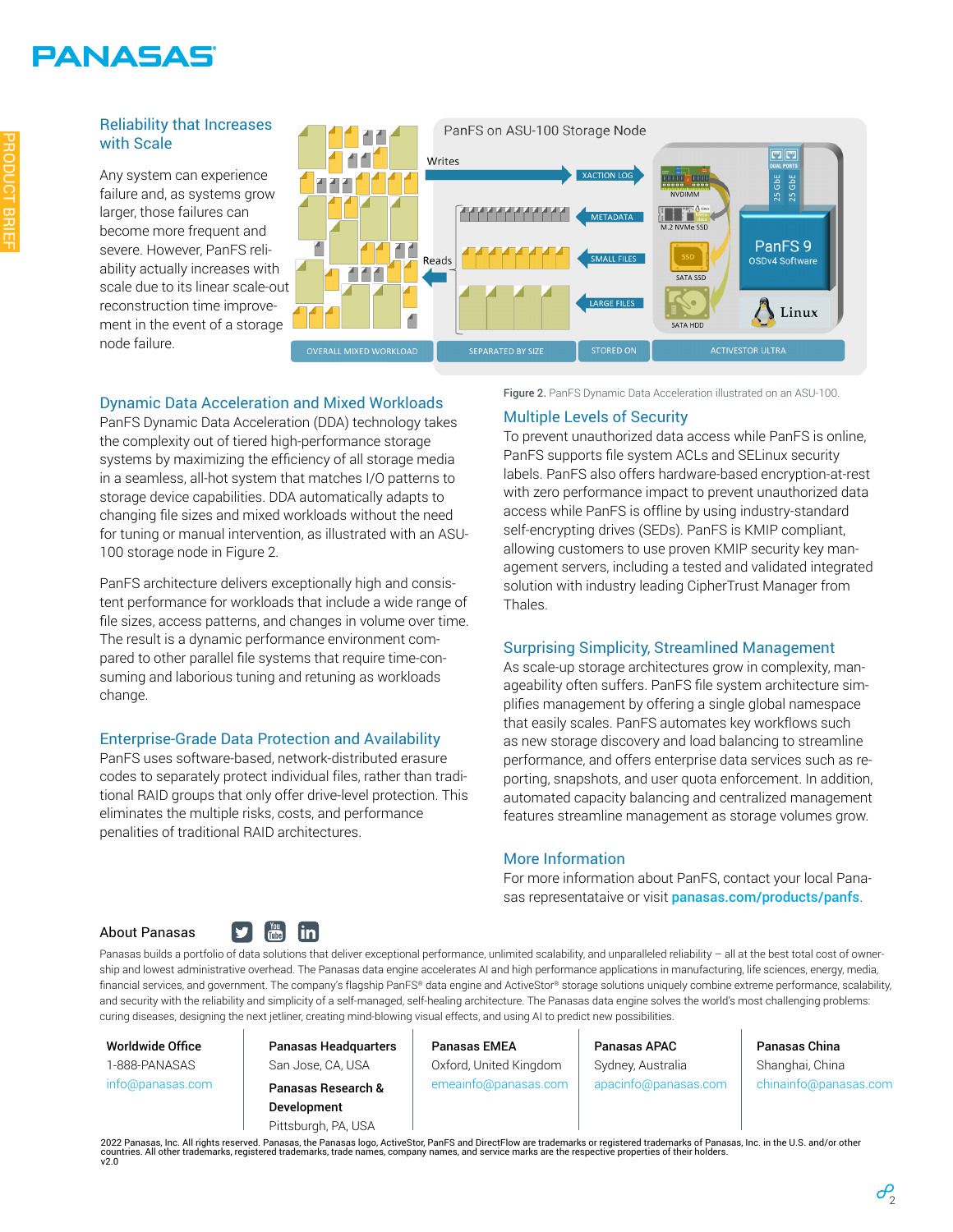## Reliability that Increases with Scale

Any system can experience failure and, as systems grow larger, those failures can become more frequent and severe. However, PanFS reliability actually increases with scale due to its linear scale-out reconstruction time improvement in the event of a storage node failure.

PanFS on ASU-100 Storage Node

Writes

Reads

XACTION LOG

METADATA

SMALL FILES

LARGE FILES

NVDIMM

M.2 NVMe SSD

SATA SSD

SATA HDD

DUAL PORTS

25 GbE

25 GbE

PanFS 9

OSDv4 Software

Linux

OVERALL MIXED WORKLOAD

SEPARATED BY SIZE

STORED ON

ACTIVESTOR ULTRA

**Figure 2.** PanFS Dynamic Data Acceleration illustrated on an ASU-100.

## Dynamic Data Acceleration and Mixed Workloads

PanFS Dynamic Data Acceleration (DDA) technology takes the complexity out of tiered high-performance storage systems by maximizing the efficiency of all storage media in a seamless, all-hot system that matches I/O patterns to storage device capabilities. DDA automatically adapts to changing file sizes and mixed workloads without the need for tuning or manual intervention, as illustrated with an ASU-100 storage node in Figure 2.

PanFS architecture delivers exceptionally high and consistent performance for workloads that include a wide range of file sizes, access patterns, and changes in volume over time. The result is a dynamic performance environment compared to other parallel file systems that require time-consuming and laborious tuning and retuning as workloads change.

## Enterprise-Grade Data Protection and Availability

PanFS uses software-based, network-distributed erasure codes to separately protect individual files, rather than traditional RAID groups that only offer drive-level protection. This eliminates the multiple risks, costs, and performance penalities of traditional RAID architectures.

## Multiple Levels of Security

To prevent unauthorized data access while PanFS is online, PanFS supports file system ACLs and SELinux security labels. PanFS also offers hardware-based encryption-at-rest with zero performance impact to prevent unauthorized data access while PanFS is offline by using industry-standard self-encrypting drives (SEDs). PanFS is KMIP compliant, allowing customers to use proven KMIP security key management servers, including a tested and validated integrated solution with industry leading CipherTrust Manager from Thales.

## Surprising Simplicity, Streamlined Management

As scale-up storage architectures grow in complexity, manageability often suffers. PanFS file system architecture simplifies management by offering a single global namespace that easily scales. PanFS automates key workflows such as new storage discovery and load balancing to streamline performance, and offers enterprise data services such as reporting, snapshots, and user quota enforcement. In addition, automated capacity balancing and centralized management features streamline management as storage volumes grow.

## More Information

For more information about PanFS, contact your local Panasas representataive or visit panasas.com/products/panfs.

### About Panasas

Panasas builds a portfolio of data solutions that deliver exceptional performance, unlimited scalability, and unparalleled reliability – all at the best total cost of ownership and lowest administrative overhead. The Panasas data engine accelerates AI and high performance applications in manufacturing, life sciences, energy, media, financial services, and government. The company's flagship PanFS® data engine and ActiveStor® storage solutions uniquely combine extreme performance, scalability, and security with the reliability and simplicity of a self-managed, self-healing architecture. The Panasas data engine solves the world's most challenging problems: curing diseases, designing the next jetliner, creating mind-blowing visual effects, and using AI to predict new possibilities.

**Worldwide Office**
1-888-PANASAS
info@panasas.com

**Panasas Headquarters**
San Jose, CA, USA

**Panasas Research & Development**
Pittsburgh, PA, USA

**Panasas EMEA**
Oxford, United Kingdom
emeainfo@panasas.com

**Panasas APAC**
Sydney, Australia
apacinfo@panasas.com

**Panasas China**
Shanghai, China
chinainfo@panasas.com

2022 Panasas, Inc. All rights reserved. Panasas, the Panasas logo, ActiveStor, PanFS and DirectFlow are trademarks or registered trademarks of Panasas, Inc. in the U.S. and/or other countries. All other trademarks, registered trademarks, trade names, company names, and service marks are the respective properties of their holders.
v2.0